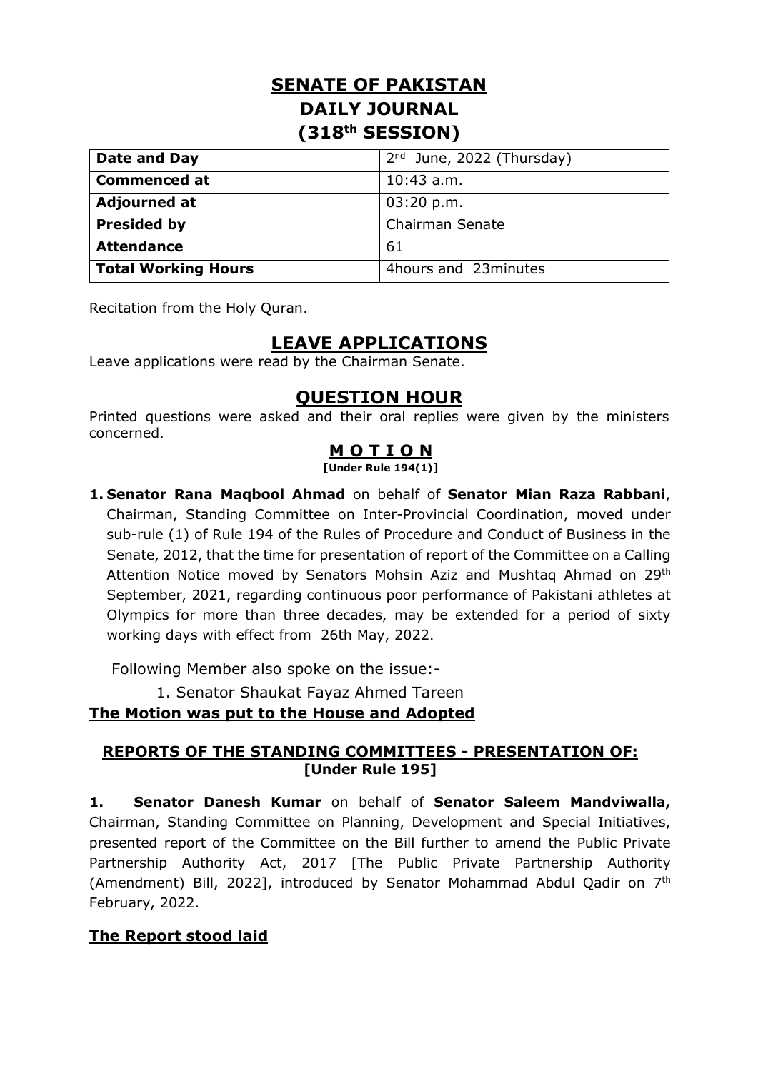# SENATE OF PAKISTAN
# DAILY JOURNAL
# (318th SESSION)

| **Date and Day** | 2nd June, 2022 (Thursday) |
|---|---|
| **Commenced at** | 10:43 a.m. |
| **Adjourned at** | 03:20 p.m. |
| **Presided by** | Chairman Senate |
| **Attendance** | 61 |
| **Total Working Hours** | 4hours and 23minutes |

Recitation from the Holy Quran.

## LEAVE APPLICATIONS

Leave applications were read by the Chairman Senate.

## QUESTION HOUR

Printed questions were asked and their oral replies were given by the ministers concerned.

## M O T I O N

**[Under Rule 194(1)]**

1. **Senator Rana Maqbool Ahmad** on behalf of **Senator Mian Raza Rabbani**, Chairman, Standing Committee on Inter-Provincial Coordination, moved under sub-rule (1) of Rule 194 of the Rules of Procedure and Conduct of Business in the Senate, 2012, that the time for presentation of report of the Committee on a Calling Attention Notice moved by Senators Mohsin Aziz and Mushtaq Ahmad on 29th September, 2021, regarding continuous poor performance of Pakistani athletes at Olympics for more than three decades, may be extended for a period of sixty working days with effect from 26th May, 2022.

Following Member also spoke on the issue:-

1. Senator Shaukat Fayaz Ahmed Tareen

**The Motion was put to the House and Adopted**

### REPORTS OF THE STANDING COMMITTEES - PRESENTATION OF:
**[Under Rule 195]**

**1. Senator Danesh Kumar** on behalf of **Senator Saleem Mandviwalla,** Chairman, Standing Committee on Planning, Development and Special Initiatives, presented report of the Committee on the Bill further to amend the Public Private Partnership Authority Act, 2017 [The Public Private Partnership Authority (Amendment) Bill, 2022], introduced by Senator Mohammad Abdul Qadir on 7th February, 2022.

**The Report stood laid**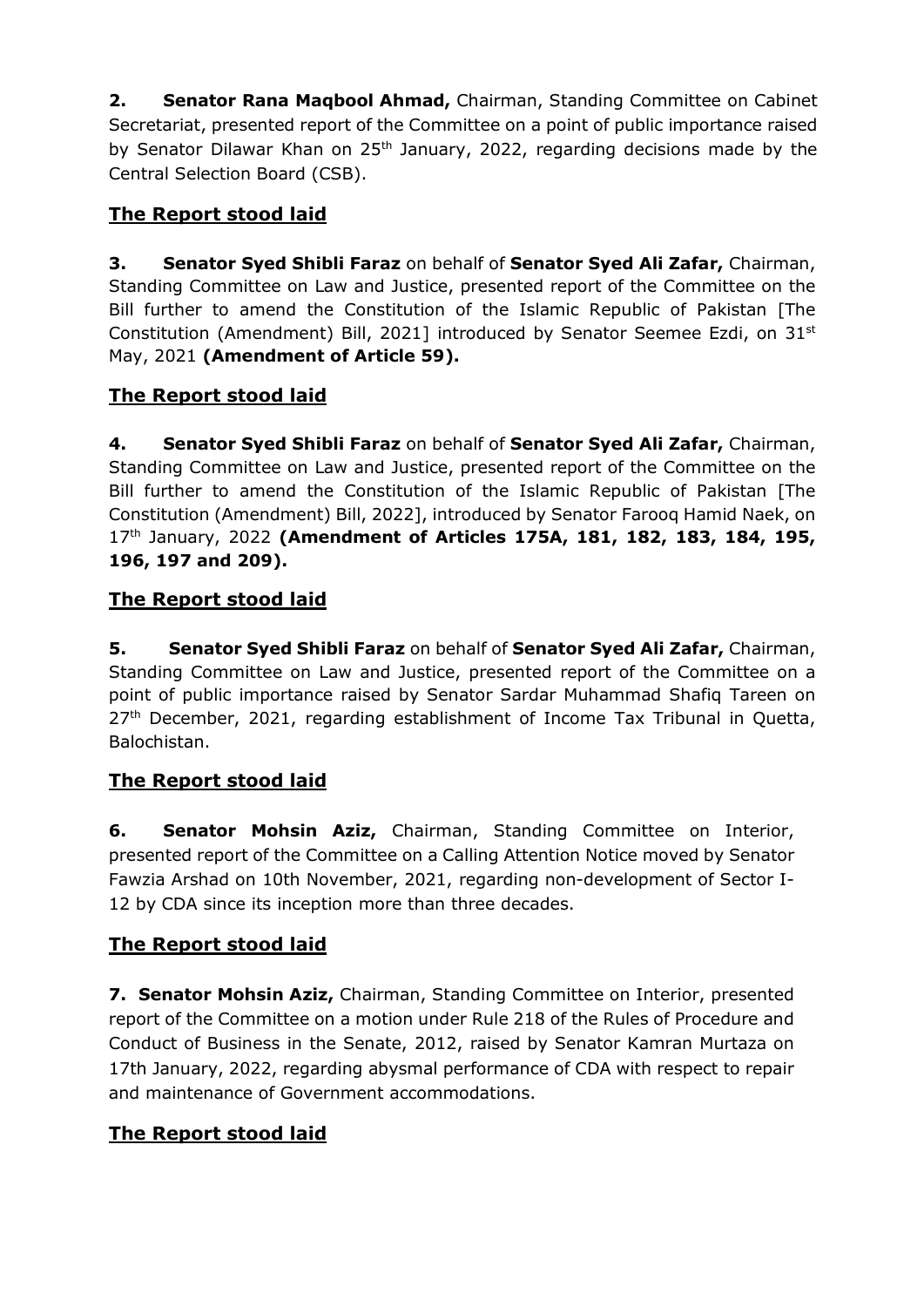**2.** **Senator Rana Maqbool Ahmad,** Chairman, Standing Committee on Cabinet Secretariat, presented report of the Committee on a point of public importance raised by Senator Dilawar Khan on 25th January, 2022, regarding decisions made by the Central Selection Board (CSB).

**The Report stood laid**

**3.** **Senator Syed Shibli Faraz** on behalf of **Senator Syed Ali Zafar,** Chairman, Standing Committee on Law and Justice, presented report of the Committee on the Bill further to amend the Constitution of the Islamic Republic of Pakistan [The Constitution (Amendment) Bill, 2021] introduced by Senator Seemee Ezdi, on 31st May, 2021 **(Amendment of Article 59).**

**The Report stood laid**

**4.** **Senator Syed Shibli Faraz** on behalf of **Senator Syed Ali Zafar,** Chairman, Standing Committee on Law and Justice, presented report of the Committee on the Bill further to amend the Constitution of the Islamic Republic of Pakistan [The Constitution (Amendment) Bill, 2022], introduced by Senator Farooq Hamid Naek, on 17th January, 2022 **(Amendment of Articles 175A, 181, 182, 183, 184, 195, 196, 197 and 209).**

**The Report stood laid**

**5.** **Senator Syed Shibli Faraz** on behalf of **Senator Syed Ali Zafar,** Chairman, Standing Committee on Law and Justice, presented report of the Committee on a point of public importance raised by Senator Sardar Muhammad Shafiq Tareen on 27th December, 2021, regarding establishment of Income Tax Tribunal in Quetta, Balochistan.

**The Report stood laid**

**6.** **Senator Mohsin Aziz,** Chairman, Standing Committee on Interior, presented report of the Committee on a Calling Attention Notice moved by Senator Fawzia Arshad on 10th November, 2021, regarding non-development of Sector I-12 by CDA since its inception more than three decades.

**The Report stood laid**

**7.** **Senator Mohsin Aziz,** Chairman, Standing Committee on Interior, presented report of the Committee on a motion under Rule 218 of the Rules of Procedure and Conduct of Business in the Senate, 2012, raised by Senator Kamran Murtaza on 17th January, 2022, regarding abysmal performance of CDA with respect to repair and maintenance of Government accommodations.

**The Report stood laid**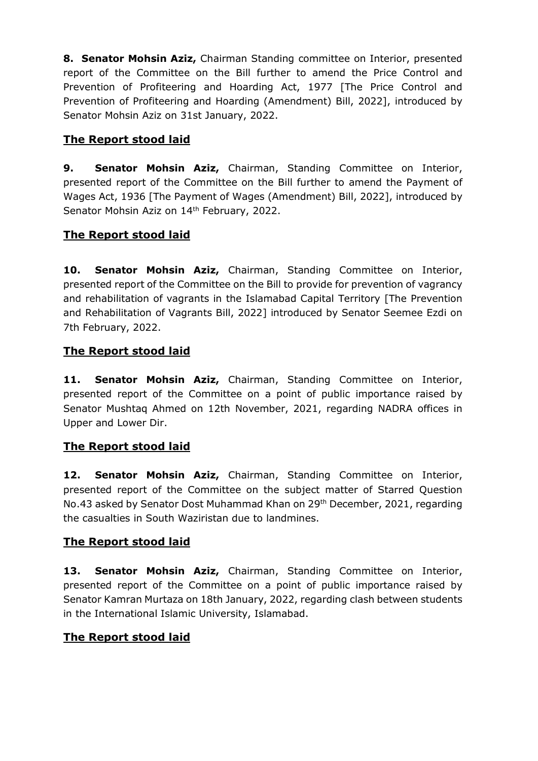**8. Senator Mohsin Aziz,** Chairman Standing committee on Interior, presented report of the Committee on the Bill further to amend the Price Control and Prevention of Profiteering and Hoarding Act, 1977 [The Price Control and Prevention of Profiteering and Hoarding (Amendment) Bill, 2022], introduced by Senator Mohsin Aziz on 31st January, 2022.

**<u>The Report stood laid</u>**

**9. Senator Mohsin Aziz,** Chairman, Standing Committee on Interior, presented report of the Committee on the Bill further to amend the Payment of Wages Act, 1936 [The Payment of Wages (Amendment) Bill, 2022], introduced by Senator Mohsin Aziz on 14th February, 2022.

**<u>The Report stood laid</u>**

**10. Senator Mohsin Aziz,** Chairman, Standing Committee on Interior, presented report of the Committee on the Bill to provide for prevention of vagrancy and rehabilitation of vagrants in the Islamabad Capital Territory [The Prevention and Rehabilitation of Vagrants Bill, 2022] introduced by Senator Seemee Ezdi on 7th February, 2022.

**<u>The Report stood laid</u>**

**11. Senator Mohsin Aziz,** Chairman, Standing Committee on Interior, presented report of the Committee on a point of public importance raised by Senator Mushtaq Ahmed on 12th November, 2021, regarding NADRA offices in Upper and Lower Dir.

**<u>The Report stood laid</u>**

**12. Senator Mohsin Aziz,** Chairman, Standing Committee on Interior, presented report of the Committee on the subject matter of Starred Question No.43 asked by Senator Dost Muhammad Khan on 29th December, 2021, regarding the casualties in South Waziristan due to landmines.

**<u>The Report stood laid</u>**

**13. Senator Mohsin Aziz,** Chairman, Standing Committee on Interior, presented report of the Committee on a point of public importance raised by Senator Kamran Murtaza on 18th January, 2022, regarding clash between students in the International Islamic University, Islamabad.

**<u>The Report stood laid</u>**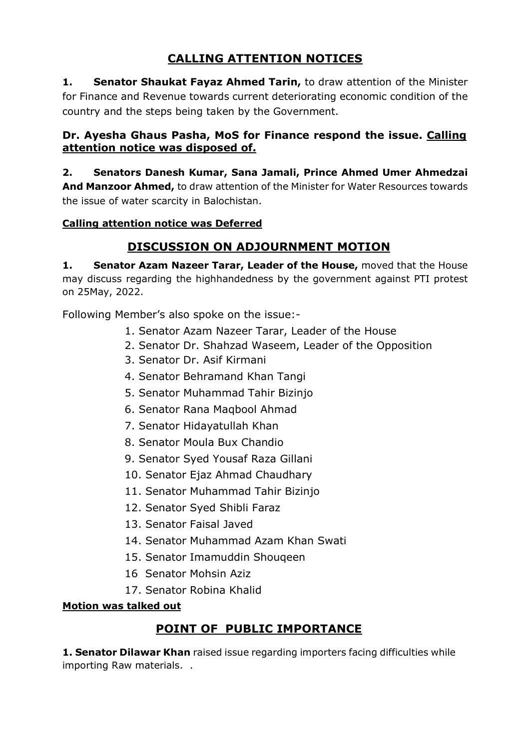## CALLING ATTENTION NOTICES

**1. Senator Shaukat Fayaz Ahmed Tarin,** to draw attention of the Minister for Finance and Revenue towards current deteriorating economic condition of the country and the steps being taken by the Government.

**Dr. Ayesha Ghaus Pasha, MoS for Finance respond the issue. Calling attention notice was disposed of.**

**2. Senators Danesh Kumar, Sana Jamali, Prince Ahmed Umer Ahmedzai And Manzoor Ahmed,** to draw attention of the Minister for Water Resources towards the issue of water scarcity in Balochistan.

**Calling attention notice was Deferred**

## DISCUSSION ON ADJOURNMENT MOTION

**1. Senator Azam Nazeer Tarar, Leader of the House,** moved that the House may discuss regarding the highhandedness by the government against PTI protest on 25May, 2022.

Following Member's also spoke on the issue:-

1. Senator Azam Nazeer Tarar, Leader of the House
2. Senator Dr. Shahzad Waseem, Leader of the Opposition
3. Senator Dr. Asif Kirmani
4. Senator Behramand Khan Tangi
5. Senator Muhammad Tahir Bizinjo
6. Senator Rana Maqbool Ahmad
7. Senator Hidayatullah Khan
8. Senator Moula Bux Chandio
9. Senator Syed Yousaf Raza Gillani
10. Senator Ejaz Ahmad Chaudhary
11. Senator Muhammad Tahir Bizinjo
12. Senator Syed Shibli Faraz
13. Senator Faisal Javed
14. Senator Muhammad Azam Khan Swati
15. Senator Imamuddin Shouqeen
16. Senator Mohsin Aziz
17. Senator Robina Khalid

**Motion was talked out**

## POINT OF PUBLIC IMPORTANCE

**1. Senator Dilawar Khan** raised issue regarding importers facing difficulties while importing Raw materials. .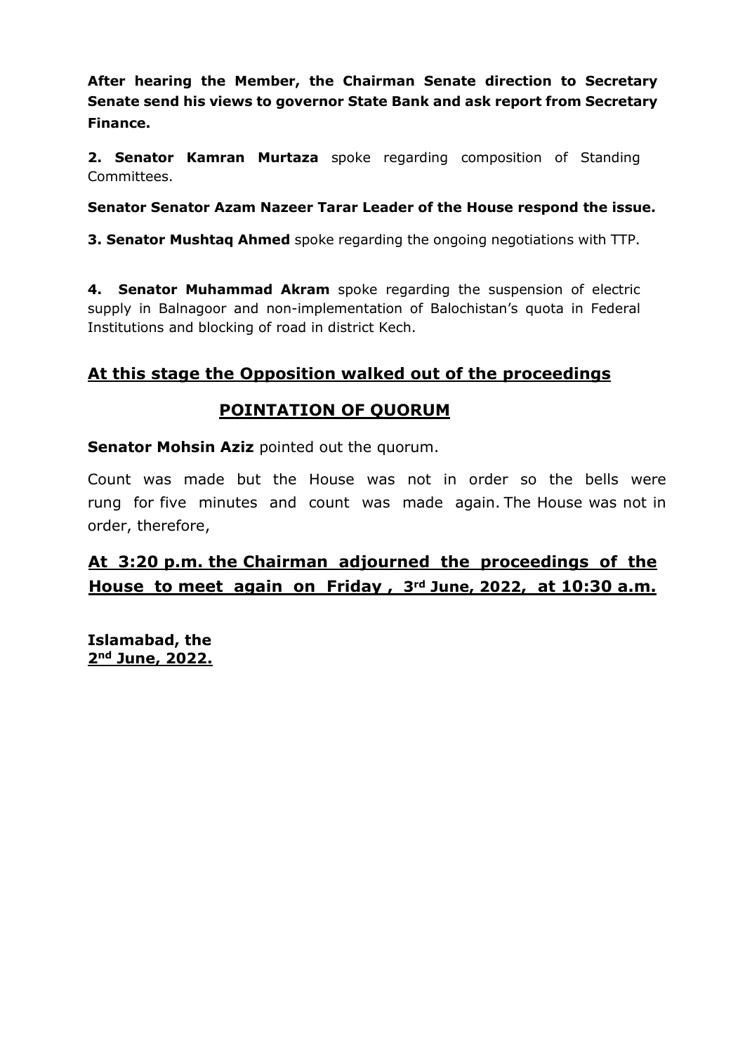**After hearing the Member, the Chairman Senate direction to Secretary Senate send his views to governor State Bank and ask report from Secretary Finance.**

**2. Senator Kamran Murtaza** spoke regarding composition of Standing Committees.

**Senator Senator Azam Nazeer Tarar Leader of the House respond the issue.**

**3. Senator Mushtaq Ahmed** spoke regarding the ongoing negotiations with TTP.

**4. Senator Muhammad Akram** spoke regarding the suspension of electric supply in Balnagoor and non-implementation of Balochistan's quota in Federal Institutions and blocking of road in district Kech.

## At this stage the Opposition walked out of the proceedings

## POINTATION OF QUORUM

**Senator Mohsin Aziz** pointed out the quorum.

Count was made but the House was not in order so the bells were rung for five minutes and count was made again. The House was not in order, therefore,

## At 3:20 p.m. the Chairman adjourned the proceedings of the House to meet again on Friday , 3rd June, 2022, at 10:30 a.m.

**Islamabad, the**
**2nd June, 2022.**